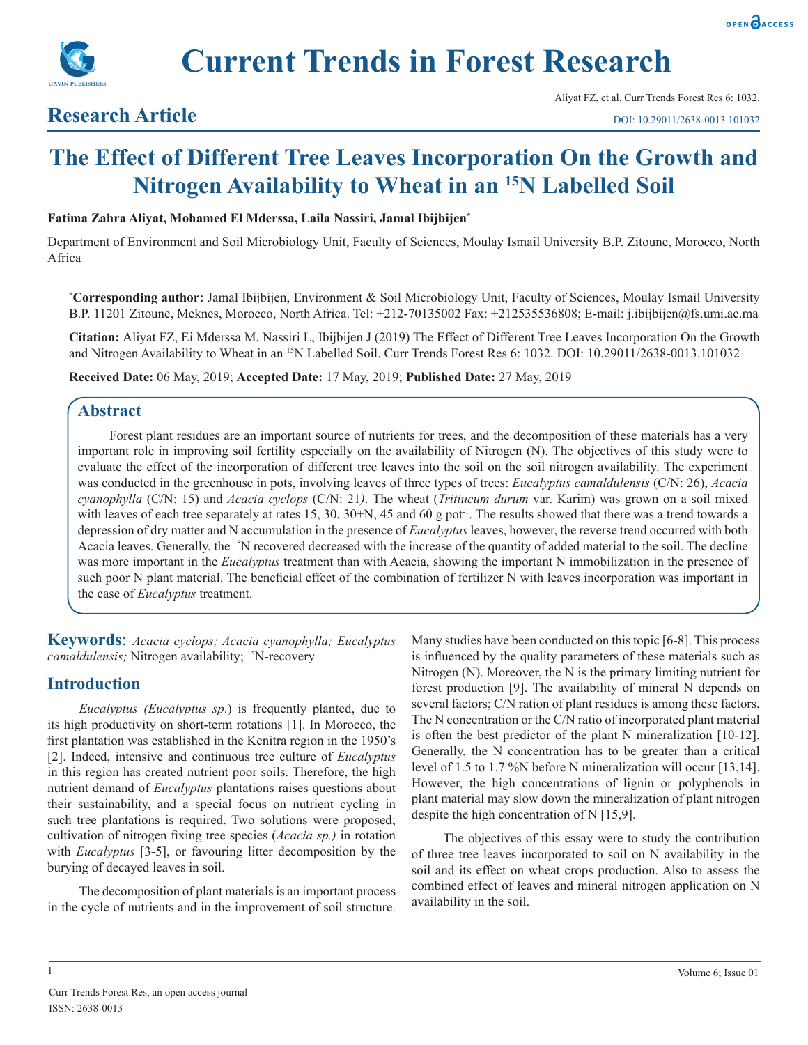# The Effect of Different Tree Leaves Incorporation On the Growth and Nitrogen Availability to Wheat in an $^{15}$N Labelled Soil

**Research Article**

**Fatima Zahra Aliyat, Mohamed El Mderssa, Laila Nassiri, Jamal Ibijbijen***

Department of Environment and Soil Microbiology Unit, Faculty of Sciences, Moulay Ismail University B.P. Zitoune, Morocco, North Africa

***Corresponding author:** Jamal Ibijbijen, Environment & Soil Microbiology Unit, Faculty of Sciences, Moulay Ismail University B.P. 11201 Zitoune, Meknes, Morocco, North Africa. Tel: +212-70135002 Fax: +212535536808; E-mail: j.ibijbijen@fs.umi.ac.ma

**Citation:** Aliyat FZ, Ei Mderssa M, Nassiri L, Ibijbijen J (2019) The Effect of Different Tree Leaves Incorporation On the Growth and Nitrogen Availability to Wheat in an $^{15}$N Labelled Soil. Curr Trends Forest Res 6: 1032. DOI: 10.29011/2638-0013.101032

**Received Date:** 06 May, 2019; **Accepted Date:** 17 May, 2019; **Published Date:** 27 May, 2019

## Abstract

Forest plant residues are an important source of nutrients for trees, and the decomposition of these materials has a very important role in improving soil fertility especially on the availability of Nitrogen (N). The objectives of this study were to evaluate the effect of the incorporation of different tree leaves into the soil on the soil nitrogen availability. The experiment was conducted in the greenhouse in pots, involving leaves of three types of trees: *Eucalyptus camaldulensis* (C/N: 26), *Acacia cyanophylla* (C/N: 15) and *Acacia cyclops* (C/N: 21*)*. The wheat (*Tritiucum durum* var. Karim) was grown on a soil mixed with leaves of each tree separately at rates 15, 30, 30+N, 45 and 60 g pot$^{-1}$. The results showed that there was a trend towards a depression of dry matter and N accumulation in the presence of *Eucalyptus* leaves, however, the reverse trend occurred with both Acacia leaves. Generally, the $^{15}$N recovered decreased with the increase of the quantity of added material to the soil. The decline was more important in the *Eucalyptus* treatment than with Acacia, showing the important N immobilization in the presence of such poor N plant material. The beneficial effect of the combination of fertilizer N with leaves incorporation was important in the case of *Eucalyptus* treatment.

**Keywords**: *Acacia cyclops; Acacia cyanophylla; Eucalyptus camaldulensis;* Nitrogen availability; $^{15}$N-recovery

## Introduction

*Eucalyptus (Eucalyptus sp*.) is frequently planted, due to its high productivity on short-term rotations [1]. In Morocco, the first plantation was established in the Kenitra region in the 1950's [2]. Indeed, intensive and continuous tree culture of *Eucalyptus* in this region has created nutrient poor soils. Therefore, the high nutrient demand of *Eucalyptus* plantations raises questions about their sustainability, and a special focus on nutrient cycling in such tree plantations is required. Two solutions were proposed; cultivation of nitrogen fixing tree species (*Acacia sp.)* in rotation with *Eucalyptus* [3-5], or favouring litter decomposition by the burying of decayed leaves in soil.

The decomposition of plant materials is an important process in the cycle of nutrients and in the improvement of soil structure. Many studies have been conducted on this topic [6-8]. This process is influenced by the quality parameters of these materials such as Nitrogen (N). Moreover, the N is the primary limiting nutrient for forest production [9]. The availability of mineral N depends on several factors; C/N ration of plant residues is among these factors. The N concentration or the C/N ratio of incorporated plant material is often the best predictor of the plant N mineralization [10-12]. Generally, the N concentration has to be greater than a critical level of 1.5 to 1.7 %N before N mineralization will occur [13,14]. However, the high concentrations of lignin or polyphenols in plant material may slow down the mineralization of plant nitrogen despite the high concentration of N [15,9].

The objectives of this essay were to study the contribution of three tree leaves incorporated to soil on N availability in the soil and its effect on wheat crops production. Also to assess the combined effect of leaves and mineral nitrogen application on N availability in the soil.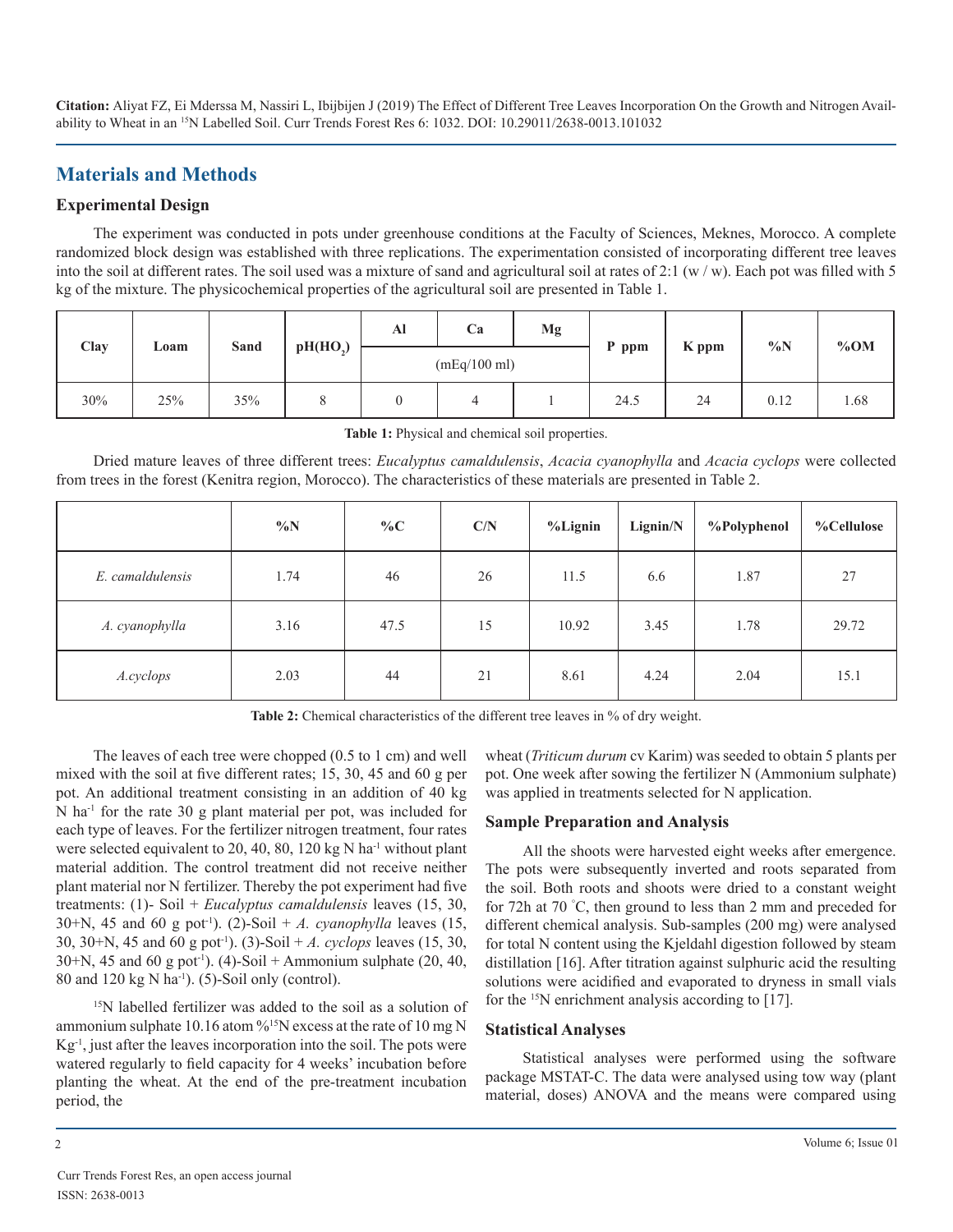Citation: Aliyat FZ, Ei Mderssa M, Nassiri L, Ibijbijen J (2019) The Effect of Different Tree Leaves Incorporation On the Growth and Nitrogen Availability to Wheat in an $^{15}N$ Labelled Soil. Curr Trends Forest Res 6: 1032. DOI: 10.29011/2638-0013.101032

## Materials and Methods

### Experimental Design

The experiment was conducted in pots under greenhouse conditions at the Faculty of Sciences, Meknes, Morocco. A complete randomized block design was established with three replications. The experimentation consisted of incorporating different tree leaves into the soil at different rates. The soil used was a mixture of sand and agricultural soil at rates of 2:1 (w / w). Each pot was filled with 5 kg of the mixture. The physicochemical properties of the agricultural soil are presented in Table 1.

| Clay | Loam | Sand | $pH(HO_2)$ | Al | Ca | Mg | P ppm | K ppm | %N | %OM |
|---|---|---|---|---|---|---|---|---|---|---|
| | | | | (mEq/100 ml) | | | | | | |
| 30% | 25% | 35% | 8 | 0 | 4 | 1 | 24.5 | 24 | 0.12 | 1.68 |

**Table 1:** Physical and chemical soil properties.

Dried mature leaves of three different trees: *Eucalyptus camaldulensis*, *Acacia cyanophylla* and *Acacia cyclops* were collected from trees in the forest (Kenitra region, Morocco). The characteristics of these materials are presented in Table 2.

| | %N | %C | C/N | %Lignin | Lignin/N | %Polyphenol | %Cellulose |
|---|---|---|---|---|---|---|---|
| *E. camaldulensis* | 1.74 | 46 | 26 | 11.5 | 6.6 | 1.87 | 27 |
| *A. cyanophylla* | 3.16 | 47.5 | 15 | 10.92 | 3.45 | 1.78 | 29.72 |
| *A.cyclops* | 2.03 | 44 | 21 | 8.61 | 4.24 | 2.04 | 15.1 |

**Table 2:** Chemical characteristics of the different tree leaves in % of dry weight.

The leaves of each tree were chopped (0.5 to 1 cm) and well mixed with the soil at five different rates; 15, 30, 45 and 60 g per pot. An additional treatment consisting in an addition of 40 kg N $ha^{-1}$ for the rate 30 g plant material per pot, was included for each type of leaves. For the fertilizer nitrogen treatment, four rates were selected equivalent to 20, 40, 80, 120 kg N $ha^{-1}$ without plant material addition. The control treatment did not receive neither plant material nor N fertilizer. Thereby the pot experiment had five treatments: (1)- Soil + *Eucalyptus camaldulensis* leaves (15, 30, 30+N, 45 and 60 g $pot^{-1}$). (2)-Soil + *A. cyanophylla* leaves (15, 30, 30+N, 45 and 60 g $pot^{-1}$). (3)-Soil + *A. cyclops* leaves (15, 30, 30+N, 45 and 60 g $pot^{-1}$). (4)-Soil + Ammonium sulphate (20, 40, 80 and 120 kg N $ha^{-1}$). (5)-Soil only (control).

$^{15}N$ labelled fertilizer was added to the soil as a solution of ammonium sulphate 10.16 atom %$^{15}N$ excess at the rate of 10 mg N $Kg^{-1}$, just after the leaves incorporation into the soil. The pots were watered regularly to field capacity for 4 weeks' incubation before planting the wheat. At the end of the pre-treatment incubation period, the wheat (*Triticum durum* cv Karim) was seeded to obtain 5 plants per pot. One week after sowing the fertilizer N (Ammonium sulphate) was applied in treatments selected for N application.

### Sample Preparation and Analysis

All the shoots were harvested eight weeks after emergence. The pots were subsequently inverted and roots separated from the soil. Both roots and shoots were dried to a constant weight for 72h at 70 °C, then ground to less than 2 mm and preceded for different chemical analysis. Sub-samples (200 mg) were analysed for total N content using the Kjeldahl digestion followed by steam distillation [16]. After titration against sulphuric acid the resulting solutions were acidified and evaporated to dryness in small vials for the $^{15}N$ enrichment analysis according to [17].

### Statistical Analyses

Statistical analyses were performed using the software package MSTAT-C. The data were analysed using tow way (plant material, doses) ANOVA and the means were compared using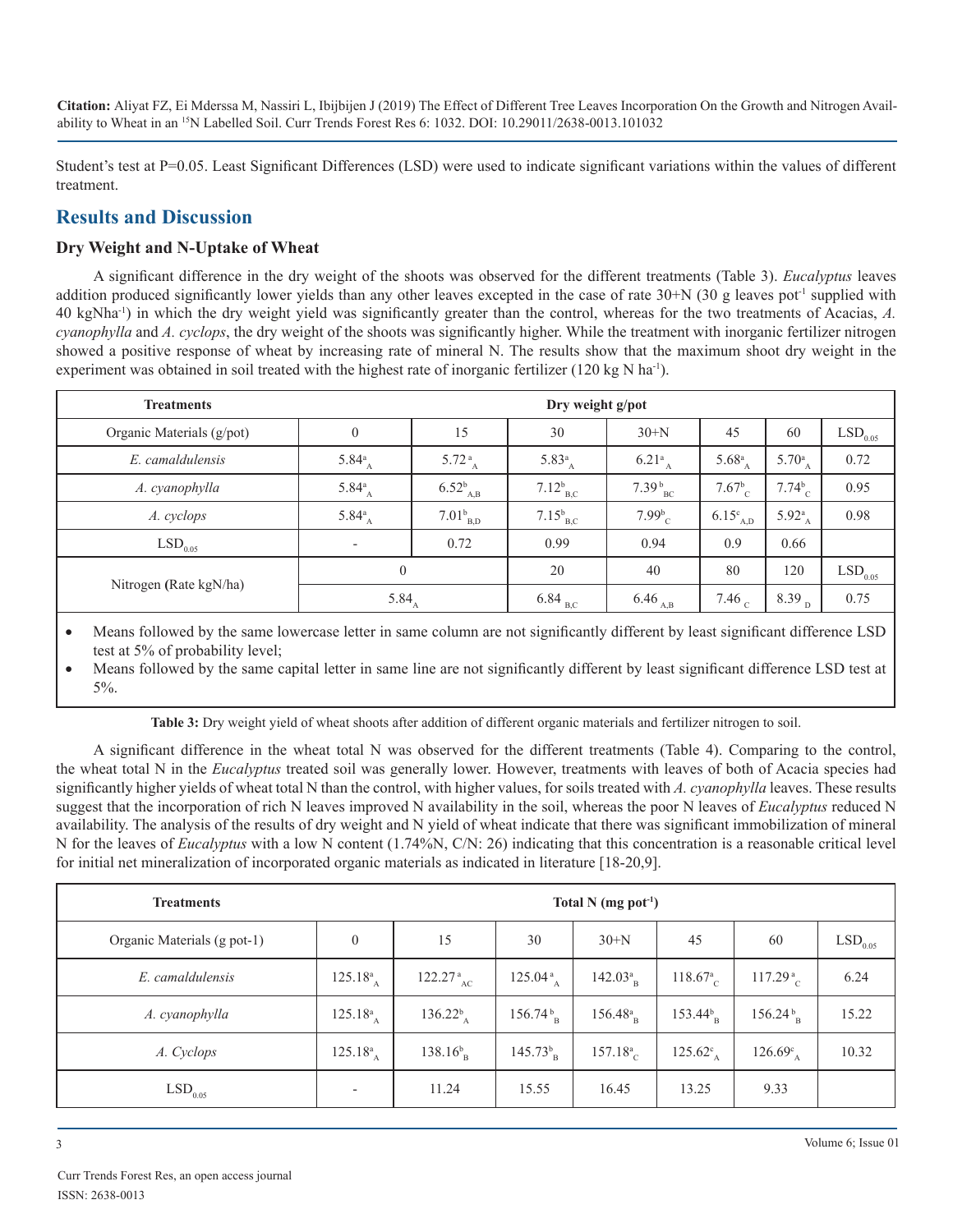Student's test at P=0.05. Least Significant Differences (LSD) were used to indicate significant variations within the values of different treatment.

## Results and Discussion

### Dry Weight and N-Uptake of Wheat

A significant difference in the dry weight of the shoots was observed for the different treatments (Table 3). *Eucalyptus* leaves addition produced significantly lower yields than any other leaves excepted in the case of rate 30+N (30 g leaves pot$^{-1}$ supplied with 40 kgNha$^{-1}$) in which the dry weight yield was significantly greater than the control, whereas for the two treatments of Acacias, *A. cyanophylla* and *A. cyclops*, the dry weight of the shoots was significantly higher. While the treatment with inorganic fertilizer nitrogen showed a positive response of wheat by increasing rate of mineral N. The results show that the maximum shoot dry weight in the experiment was obtained in soil treated with the highest rate of inorganic fertilizer (120 kg N ha$^{-1}$).

| Treatments | Dry weight g/pot | | | | | | |
|---|---|---|---|---|---|---|---|
| Organic Materials (g/pot) | 0 | 15 | 30 | 30+N | 45 | 60 | $LSD_{0.05}$ |
| *E. camaldulensis* | $5.84^{a}_{A}$ | $5.72^{a}_{A}$ | $5.83^{a}_{A}$ | $6.21^{a}_{A}$ | $5.68^{a}_{A}$ | $5.70^{a}_{A}$ | 0.72 |
| *A. cyanophylla* | $5.84^{a}_{A}$ | $6.52^{b}_{A,B}$ | $7.12^{b}_{B,C}$ | $7.39^{b}_{BC}$ | $7.67^{b}_{C}$ | $7.74^{b}_{C}$ | 0.95 |
| *A. cyclops* | $5.84^{a}_{A}$ | $7.01^{b}_{B,D}$ | $7.15^{b}_{B,C}$ | $7.99^{b}_{C}$ | $6.15^{c}_{A,D}$ | $5.92^{a}_{A}$ | 0.98 |
| $LSD_{0.05}$ | - | 0.72 | 0.99 | 0.94 | 0.9 | 0.66 | |
| Nitrogen (Rate kgN/ha) | 0 | | 20 | 40 | 80 | 120 | $LSD_{0.05}$ |
| | $5.84_{A}$ | | $6.84_{B,C}$ | $6.46_{A,B}$ | $7.46_{C}$ | $8.39_{D}$ | 0.75 |

- Means followed by the same lowercase letter in same column are not significantly different by least significant difference LSD test at 5% of probability level;
- Means followed by the same capital letter in same line are not significantly different by least significant difference LSD test at 5%.

**Table 3:** Dry weight yield of wheat shoots after addition of different organic materials and fertilizer nitrogen to soil.

A significant difference in the wheat total N was observed for the different treatments (Table 4). Comparing to the control, the wheat total N in the *Eucalyptus* treated soil was generally lower. However, treatments with leaves of both of Acacia species had significantly higher yields of wheat total N than the control, with higher values, for soils treated with *A. cyanophylla* leaves. These results suggest that the incorporation of rich N leaves improved N availability in the soil, whereas the poor N leaves of *Eucalyptus* reduced N availability. The analysis of the results of dry weight and N yield of wheat indicate that there was significant immobilization of mineral N for the leaves of *Eucalyptus* with a low N content (1.74%N, C/N: 26) indicating that this concentration is a reasonable critical level for initial net mineralization of incorporated organic materials as indicated in literature [18-20,9].

| Treatments | Total N (mg pot$^{-1}$) | | | | | | |
|---|---|---|---|---|---|---|---|
| Organic Materials (g pot-1) | 0 | 15 | 30 | 30+N | 45 | 60 | $LSD_{0.05}$ |
| *E. camaldulensis* | $125.18^{a}_{A}$ | $122.27^{a}_{AC}$ | $125.04^{a}_{A}$ | $142.03^{a}_{B}$ | $118.67^{a}_{C}$ | $117.29^{a}_{C}$ | 6.24 |
| *A. cyanophylla* | $125.18^{a}_{A}$ | $136.22^{b}_{A}$ | $156.74^{b}_{B}$ | $156.48^{a}_{B}$ | $153.44^{b}_{B}$ | $156.24^{b}_{B}$ | 15.22 |
| *A. Cyclops* | $125.18^{a}_{A}$ | $138.16^{b}_{B}$ | $145.73^{b}_{B}$ | $157.18^{a}_{C}$ | $125.62^{c}_{A}$ | $126.69^{c}_{A}$ | 10.32 |
| $LSD_{0.05}$ | - | 11.24 | 15.55 | 16.45 | 13.25 | 9.33 | |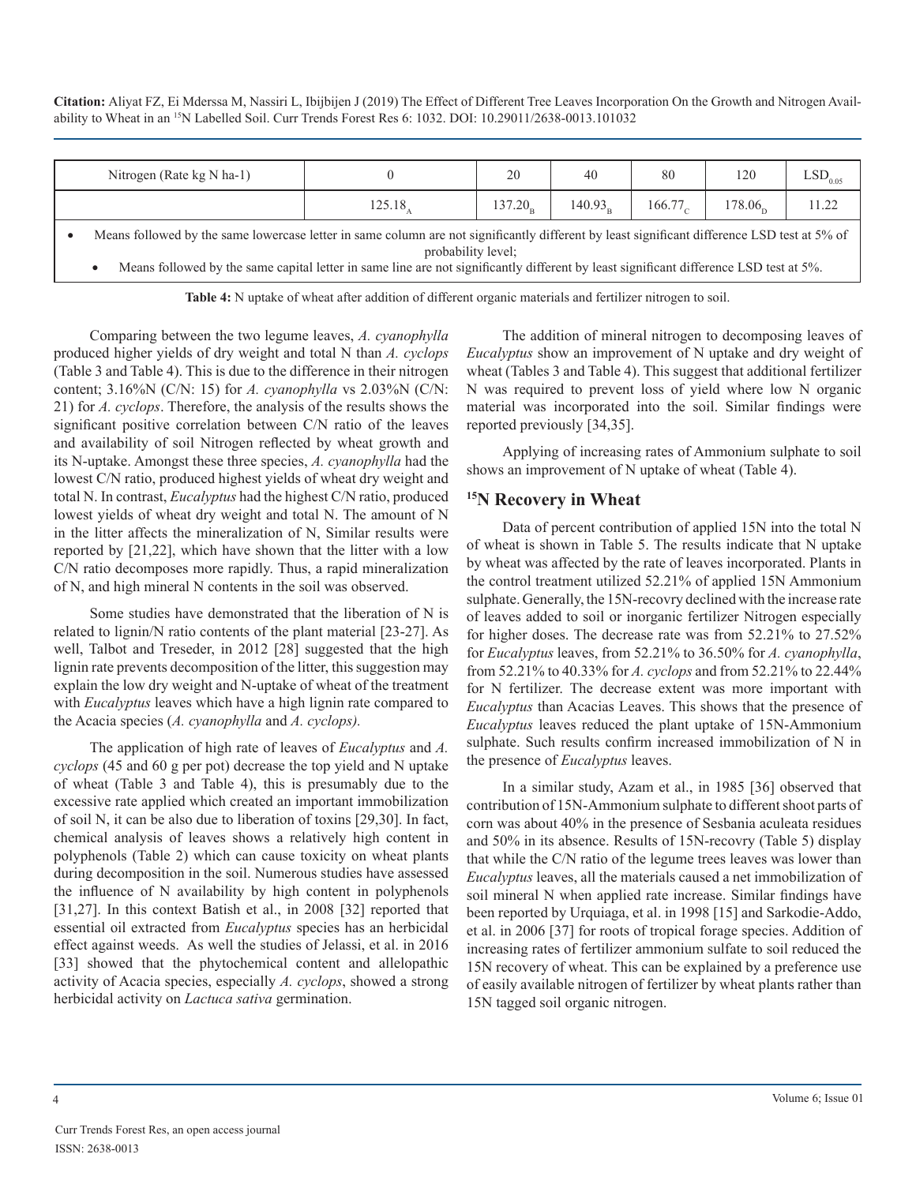| Nitrogen (Rate kg N ha-1) | 0 | 20 | 40 | 80 | 120 | $LSD_{0.05}$ |
|---|---|---|---|---|---|---|
| | $125.18_A$ | $137.20_B$ | $140.93_B$ | $166.77_C$ | $178.06_D$ | 11.22 |

- Means followed by the same lowercase letter in same column are not significantly different by least significant difference LSD test at 5% of probability level;
- Means followed by the same capital letter in same line are not significantly different by least significant difference LSD test at 5%.

**Table 4:** N uptake of wheat after addition of different organic materials and fertilizer nitrogen to soil.

Comparing between the two legume leaves, *A. cyanophylla* produced higher yields of dry weight and total N than *A. cyclops* (Table 3 and Table 4). This is due to the difference in their nitrogen content; 3.16%N (C/N: 15) for *A. cyanophylla* vs 2.03%N (C/N: 21) for *A. cyclops*. Therefore, the analysis of the results shows the significant positive correlation between C/N ratio of the leaves and availability of soil Nitrogen reflected by wheat growth and its N-uptake. Amongst these three species, *A. cyanophylla* had the lowest C/N ratio, produced highest yields of wheat dry weight and total N. In contrast, *Eucalyptus* had the highest C/N ratio, produced lowest yields of wheat dry weight and total N. The amount of N in the litter affects the mineralization of N, Similar results were reported by [21,22], which have shown that the litter with a low C/N ratio decomposes more rapidly. Thus, a rapid mineralization of N, and high mineral N contents in the soil was observed.

Some studies have demonstrated that the liberation of N is related to lignin/N ratio contents of the plant material [23-27]. As well, Talbot and Treseder, in 2012 [28] suggested that the high lignin rate prevents decomposition of the litter, this suggestion may explain the low dry weight and N-uptake of wheat of the treatment with *Eucalyptus* leaves which have a high lignin rate compared to the Acacia species (*A. cyanophylla* and *A. cyclops).*

The application of high rate of leaves of *Eucalyptus* and *A. cyclops* (45 and 60 g per pot) decrease the top yield and N uptake of wheat (Table 3 and Table 4), this is presumably due to the excessive rate applied which created an important immobilization of soil N, it can be also due to liberation of toxins [29,30]. In fact, chemical analysis of leaves shows a relatively high content in polyphenols (Table 2) which can cause toxicity on wheat plants during decomposition in the soil. Numerous studies have assessed the influence of N availability by high content in polyphenols [31,27]. In this context Batish et al., in 2008 [32] reported that essential oil extracted from *Eucalyptus* species has an herbicidal effect against weeds. As well the studies of Jelassi, et al. in 2016 [33] showed that the phytochemical content and allelopathic activity of Acacia species, especially *A. cyclops*, showed a strong herbicidal activity on *Lactuca sativa* germination.

The addition of mineral nitrogen to decomposing leaves of *Eucalyptus* show an improvement of N uptake and dry weight of wheat (Tables 3 and Table 4). This suggest that additional fertilizer N was required to prevent loss of yield where low N organic material was incorporated into the soil. Similar findings were reported previously [34,35].

Applying of increasing rates of Ammonium sulphate to soil shows an improvement of N uptake of wheat (Table 4).

## $^{15}$N Recovery in Wheat

Data of percent contribution of applied 15N into the total N of wheat is shown in Table 5. The results indicate that N uptake by wheat was affected by the rate of leaves incorporated. Plants in the control treatment utilized 52.21% of applied 15N Ammonium sulphate. Generally, the 15N-recovry declined with the increase rate of leaves added to soil or inorganic fertilizer Nitrogen especially for higher doses. The decrease rate was from 52.21% to 27.52% for *Eucalyptus* leaves, from 52.21% to 36.50% for *A. cyanophylla*, from 52.21% to 40.33% for *A. cyclops* and from 52.21% to 22.44% for N fertilizer. The decrease extent was more important with *Eucalyptus* than Acacias Leaves. This shows that the presence of *Eucalyptus* leaves reduced the plant uptake of 15N-Ammonium sulphate. Such results confirm increased immobilization of N in the presence of *Eucalyptus* leaves.

In a similar study, Azam et al., in 1985 [36] observed that contribution of 15N-Ammonium sulphate to different shoot parts of corn was about 40% in the presence of Sesbania aculeata residues and 50% in its absence. Results of 15N-recovry (Table 5) display that while the C/N ratio of the legume trees leaves was lower than *Eucalyptus* leaves, all the materials caused a net immobilization of soil mineral N when applied rate increase. Similar findings have been reported by Urquiaga, et al. in 1998 [15] and Sarkodie-Addo, et al. in 2006 [37] for roots of tropical forage species. Addition of increasing rates of fertilizer ammonium sulfate to soil reduced the 15N recovery of wheat. This can be explained by a preference use of easily available nitrogen of fertilizer by wheat plants rather than 15N tagged soil organic nitrogen.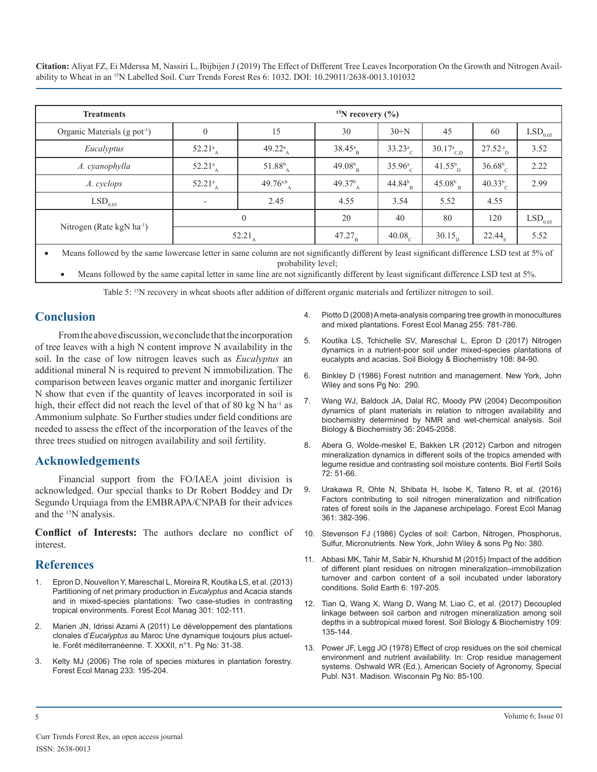| Treatments | $^{15}$N recovery (%) | | | | | | |
|---|---|---|---|---|---|---|---|
| Organic Materials (g pot$^{-1}$) | 0 | 15 | 30 | 30+N | 45 | 60 | $LSD_{0.05}$ |
| *Eucalyptus* | $52.21^{a}_{A}$ | $49.22^{a}_{A}$ | $38.45^{a}_{B}$ | $33.23^{a}_{C}$ | $30.17^{a}_{C,D}$ | $27.52^{a}_{D}$ | 3.52 |
| *A. cyanophylla* | $52.21^{a}_{A}$ | $51.88^{b}_{A}$ | $49.08^{b}_{B}$ | $35.96^{a}_{C}$ | $41.55^{b}_{D}$ | $36.68^{b}_{C}$ | 2.22 |
| *A. cyclops* | $52.21^{a}_{A}$ | $49.76^{a,b}_{A}$ | $49.37^{b}_{A}$ | $44.84^{b}_{B}$ | $45.08^{b}_{B}$ | $40.33^{b}_{C}$ | 2.99 |
| $LSD_{0.05}$ | - | 2.45 | 4.55 | 3.54 | 5.52 | 4.55 | |
| Nitrogen (Rate kgN ha$^{-1}$) | 0 | | 20 | 40 | 80 | 120 | $LSD_{0.05}$ |
| | $52.21_{A}$ | | $47.27_{B}$ | $40.08_{C}$ | $30.15_{D}$ | $22.44_{E}$ | 5.52 |

- Means followed by the same lowercase letter in same column are not significantly different by least significant difference LSD test at 5% of probability level;
- Means followed by the same capital letter in same line are not significantly different by least significant difference LSD test at 5%.

Table 5: $^{15}$N recovery in wheat shoots after addition of different organic materials and fertilizer nitrogen to soil.

## Conclusion

From the above discussion, we conclude that the incorporation of tree leaves with a high N content improve N availability in the soil. In the case of low nitrogen leaves such as *Eucalyptus* an additional mineral N is required to prevent N immobilization. The comparison between leaves organic matter and inorganic fertilizer N show that even if the quantity of leaves incorporated in soil is high, their effect did not reach the level of that of 80 kg N ha$^{-1}$ as Ammonium sulphate. So Further studies under field conditions are needed to assess the effect of the incorporation of the leaves of the three trees studied on nitrogen availability and soil fertility.

## Acknowledgements

Financial support from the FO/IAEA joint division is acknowledged. Our special thanks to Dr Robert Boddey and Dr Segundo Urquiaga from the EMBRAPA/CNPAB for their advices and the $^{15}$N analysis.

**Conflict of Interests:** The authors declare no conflict of interest.

## References

1. Epron D, Nouvellon Y, Mareschal L, Moreira R, Koutika LS, et al. (2013) Partitioning of net primary production in *Eucalyptus* and Acacia stands and in mixed-species plantations: Two case-studies in contrasting tropical environments. Forest Ecol Manag 301: 102-111.
2. Marien JN, Idrissi Azami A (2011) Le développement des plantations clonales d'*Eucalyptus* au Maroc Une dynamique toujours plus actuelle. Forêt méditerranéenne. T. XXXII, n°1. Pg No: 31-38.
3. Kelty MJ (2006) The role of species mixtures in plantation forestry. Forest Ecol Manag 233: 195-204.
4. Piotto D (2008) A meta-analysis comparing tree growth in monocultures and mixed plantations. Forest Ecol Manag 255: 781-786.
5. Koutika LS, Tchichelle SV, Mareschal L, Epron D (2017) Nitrogen dynamics in a nutrient-poor soil under mixed-species plantations of eucalypts and acacias. Soil Biology & Biochemistry 108: 84-90.
6. Binkley D (1986) Forest nutrition and management. New York, John Wiley and sons Pg No: 290.
7. Wang WJ, Baldock JA, Dalal RC, Moody PW (2004) Decomposition dynamics of plant materials in relation to nitrogen availability and biochemistry determined by NMR and wet-chemical analysis. Soil Biology & Biochemistry 36: 2045-2058.
8. Abera G, Wolde-meskel E, Bakken LR (2012) Carbon and nitrogen mineralization dynamics in different soils of the tropics amended with legume residue and contrasting soil moisture contents. Biol Fertil Soils 72: 51-66.
9. Urakawa R, Ohte N, Shibata H, Isobe K, Tateno R, et al. (2016) Factors contributing to soil nitrogen mineralization and nitrification rates of forest soils in the Japanese archipelago. Forest Ecol Manag 361: 382-396.
10. Stevenson FJ (1986) Cycles of soil: Carbon, Nitrogen, Phosphorus, Sulfur, Micronutrients. New York, John Wiley & sons Pg No: 380.
11. Abbasi MK, Tahir M, Sabir N, Khurshid M (2015) Impact of the addition of different plant residues on nitrogen mineralization–immobilization turnover and carbon content of a soil incubated under laboratory conditions. Solid Earth 6: 197-205.
12. Tian Q, Wang X, Wang D, Wang M, Liao C, et al. (2017) Decoupled linkage between soil carbon and nitrogen mineralization among soil depths in a subtropical mixed forest. Soil Biology & Biochemistry 109: 135-144.
13. Power JF, Legg JO (1978) Effect of crop residues on the soil chemical environment and nutrient availability. In: Crop residue management systems. Oshwald WR (Ed.), American Society of Agronomy, Special Publ. N31. Madison. Wisconsin Pg No: 85-100.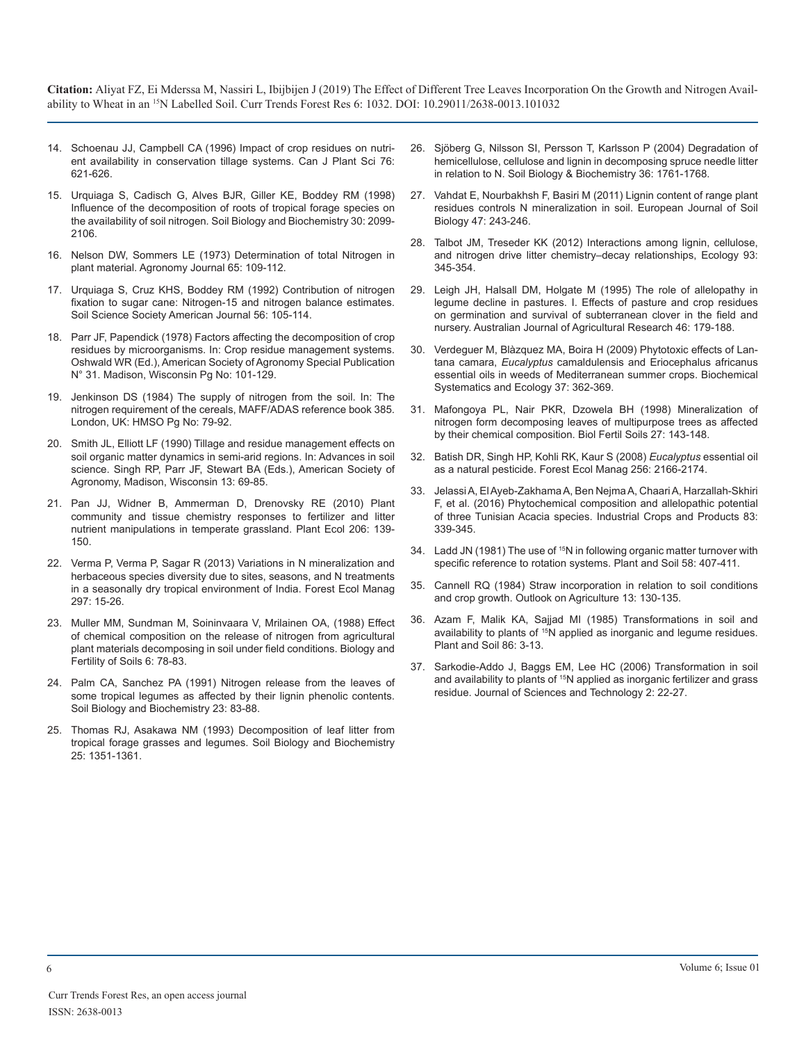14. Schoenau JJ, Campbell CA (1996) Impact of crop residues on nutrient availability in conservation tillage systems. Can J Plant Sci 76: 621-626.
15. Urquiaga S, Cadisch G, Alves BJR, Giller KE, Boddey RM (1998) Influence of the decomposition of roots of tropical forage species on the availability of soil nitrogen. Soil Biology and Biochemistry 30: 2099-2106.
16. Nelson DW, Sommers LE (1973) Determination of total Nitrogen in plant material. Agronomy Journal 65: 109-112.
17. Urquiaga S, Cruz KHS, Boddey RM (1992) Contribution of nitrogen fixation to sugar cane: Nitrogen-15 and nitrogen balance estimates. Soil Science Society American Journal 56: 105-114.
18. Parr JF, Papendick (1978) Factors affecting the decomposition of crop residues by microorganisms. In: Crop residue management systems. Oshwald WR (Ed.), American Society of Agronomy Special Publication N° 31. Madison, Wisconsin Pg No: 101-129.
19. Jenkinson DS (1984) The supply of nitrogen from the soil. In: The nitrogen requirement of the cereals, MAFF/ADAS reference book 385. London, UK: HMSO Pg No: 79-92.
20. Smith JL, Elliott LF (1990) Tillage and residue management effects on soil organic matter dynamics in semi-arid regions. In: Advances in soil science. Singh RP, Parr JF, Stewart BA (Eds.), American Society of Agronomy, Madison, Wisconsin 13: 69-85.
21. Pan JJ, Widner B, Ammerman D, Drenovsky RE (2010) Plant community and tissue chemistry responses to fertilizer and litter nutrient manipulations in temperate grassland. Plant Ecol 206: 139-150.
22. Verma P, Verma P, Sagar R (2013) Variations in N mineralization and herbaceous species diversity due to sites, seasons, and N treatments in a seasonally dry tropical environment of India. Forest Ecol Manag 297: 15-26.
23. Muller MM, Sundman M, Soininvaara V, Mrilainen OA, (1988) Effect of chemical composition on the release of nitrogen from agricultural plant materials decomposing in soil under field conditions. Biology and Fertility of Soils 6: 78-83.
24. Palm CA, Sanchez PA (1991) Nitrogen release from the leaves of some tropical legumes as affected by their lignin phenolic contents. Soil Biology and Biochemistry 23: 83-88.
25. Thomas RJ, Asakawa NM (1993) Decomposition of leaf litter from tropical forage grasses and legumes. Soil Biology and Biochemistry 25: 1351-1361.
26. Sjöberg G, Nilsson SI, Persson T, Karlsson P (2004) Degradation of hemicellulose, cellulose and lignin in decomposing spruce needle litter in relation to N. Soil Biology & Biochemistry 36: 1761-1768.
27. Vahdat E, Nourbakhsh F, Basiri M (2011) Lignin content of range plant residues controls N mineralization in soil. European Journal of Soil Biology 47: 243-246.
28. Talbot JM, Treseder KK (2012) Interactions among lignin, cellulose, and nitrogen drive litter chemistry–decay relationships, Ecology 93: 345-354.
29. Leigh JH, Halsall DM, Holgate M (1995) The role of allelopathy in legume decline in pastures. I. Effects of pasture and crop residues on germination and survival of subterranean clover in the field and nursery. Australian Journal of Agricultural Research 46: 179-188.
30. Verdeguer M, Blàzquez MA, Boira H (2009) Phytotoxic effects of Lantana camara, *Eucalyptus* camaldulensis and Eriocephalus africanus essential oils in weeds of Mediterranean summer crops. Biochemical Systematics and Ecology 37: 362-369.
31. Mafongoya PL, Nair PKR, Dzowela BH (1998) Mineralization of nitrogen form decomposing leaves of multipurpose trees as affected by their chemical composition. Biol Fertil Soils 27: 143-148.
32. Batish DR, Singh HP, Kohli RK, Kaur S (2008) *Eucalyptus* essential oil as a natural pesticide. Forest Ecol Manag 256: 2166-2174.
33. Jelassi A, El Ayeb-Zakhama A, Ben Nejma A, Chaari A, Harzallah-Skhiri F, et al. (2016) Phytochemical composition and allelopathic potential of three Tunisian Acacia species. Industrial Crops and Products 83: 339-345.
34. Ladd JN (1981) The use of $^{15}N$ in following organic matter turnover with specific reference to rotation systems. Plant and Soil 58: 407-411.
35. Cannell RQ (1984) Straw incorporation in relation to soil conditions and crop growth. Outlook on Agriculture 13: 130-135.
36. Azam F, Malik KA, Sajjad MI (1985) Transformations in soil and availability to plants of $^{15}N$ applied as inorganic and legume residues. Plant and Soil 86: 3-13.
37. Sarkodie-Addo J, Baggs EM, Lee HC (2006) Transformation in soil and availability to plants of $^{15}N$ applied as inorganic fertilizer and grass residue. Journal of Sciences and Technology 2: 22-27.